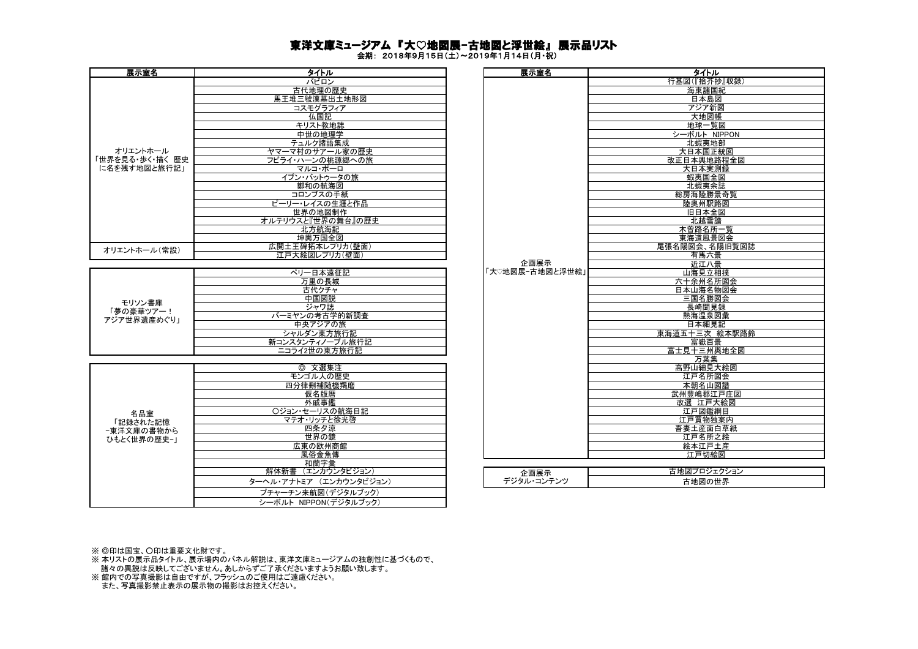# 東洋文庫ミュージアム 『大♡地図展−古地図と浮世絵』 展示品リスト

会期： 2018年9月15日(土)～2019年1月14日(月・祝)

| 展示室名 | タイトル |
|---|---|
| オリエントホール「世界を見る・歩く・描く 歴史に名を残す地図と旅行記」 | バビロン |
| | 古代地理の歴史 |
| | 馬王堆三號漢墓出土地形図 |
| | コスモグラフィア |
| | 仏国記 |
| | キリスト教地誌 |
| | 中世の地理学 |
| | テュルク諸語集成 |
| | ヤマーマ村のサアール家の歴史 |
| | フビライ・ハーンの桃源郷への旅 |
| | マルコ・ポーロ |
| | イブン・バットゥータの旅 |
| | 鄭和の航海図 |
| | コロンブスの手紙 |
| | ビーリー・レイスの生涯と作品 |
| | 世界の地図制作 |
| | オルテリウスと『世界の舞台』の歴史 |
| | 北方航海記 |
| | 坤輿万国全図 |
| オリエントホール（常設） | 広開土王碑拓本レプリカ(壁面) |
| | 江戸大絵図レプリカ(壁面) |

| 展示室名 | タイトル |
|---|---|
| モリソン書庫「夢の豪華ツアー！アジア世界遺産めぐり」 | ペリー日本遠征記 |
| | 万里の長城 |
| | 古代クチャ |
| | 中国図説 |
| | ジャワ誌 |
| | バーミヤンの考古学的新調査 |
| | 中央アジアの旅 |
| | シャルダン東方旅行記 |
| | 新コンスタンティノープル旅行記 |
| | ニコライ2世の東方旅行記 |

| 展示室名 | タイトル |
|---|---|
| 名品室「記録された記憶 −東洋文庫の書物から ひもとく世界の歴史−」 | ◎ 文選集注 |
| | モンゴル人の歴史 |
| | 四分律刪補随機羯磨 |
| | 仮名版暦 |
| | 外戚事鑑 |
| | ○ジョン・セーリスの航海日記 |
| | マテオ・リッチと徐光啓 |
| | 四条夕涼 |
| | 世界の鏡 |
| | 広東の欧州商館 |
| | 風俗金魚傳 |
| | 和蘭字彙 |
| | 解体新書 （エンカウンタビジョン） |
| | ターヘル・アナトミア （エンカウンタビジョン） |
| | プチャーチン来航図(デジタルブック) |
| | シーボルト NIPPON(デジタルブック) |

| 展示室名 | タイトル |
|---|---|
| 企画展示「大♡地図展−古地図と浮世絵」 | 行基図(『拾芥抄』収録) |
| | 海東諸国紀 |
| | 日本島図 |
| | アジア新図 |
| | 大地図帳 |
| | 地球一覧図 |
| | シーボルト NIPPON |
| | 北蝦夷地部 |
| | 大日本国正統図 |
| | 改正日本輿地路程全図 |
| | 大日本実測録 |
| | 蝦夷国全図 |
| | 北蝦夷余誌 |
| | 総房海陸勝景奇覧 |
| | 陸奥州駅路図 |
| | 旧日本全図 |
| | 北越雪譜 |
| | 木曽路名所一覧 |
| | 東海道風景図会 |
| | 尾張名陽図会、名陽旧覧図誌 |
| | 有馬六景 |
| | 近江八景 |
| | 山海見立相撲 |
| | 六十余州名所図会 |
| | 日本山海名物図会 |
| | 三国名勝図会 |
| | 長崎聞見録 |
| | 熱海温泉図彙 |
| | 日本細見記 |
| | 東海道五十三次 絵本駅路鈴 |
| | 富嶽百景 |
| | 富士見十三州輿地全図 |
| | 万葉集 |
| | 高野山細見大絵図 |
| | 江戸名所図会 |
| | 本朝名山図譜 |
| | 武州豊嶋郡江戸庄図 |
| | 改選 江戸大絵図 |
| | 江戸図鑑綱目 |
| | 江戸買物独案内 |
| | 吾妻土産面白草紙 |
| | 江戸名所之絵 |
| | 絵本江戸土産 |
| | 江戸切絵図 |

| 展示室名 | タイトル |
|---|---|
| 企画展示 デジタル・コンテンツ | 古地図プロジェクション |
| | 古地図の世界 |

※ ◎印は国宝、○印は重要文化財です。
※ 本リストの展示品タイトル、展示場内のパネル解説は、東洋文庫ミュージアムの独創性に基づくもので、諸々の異説は反映してございません。あしからずご了承くださいますようお願い致します。
※ 館内での写真撮影は自由ですが、フラッシュのご使用はご遠慮ください。
また、写真撮影禁止表示の展示物の撮影はお控えください。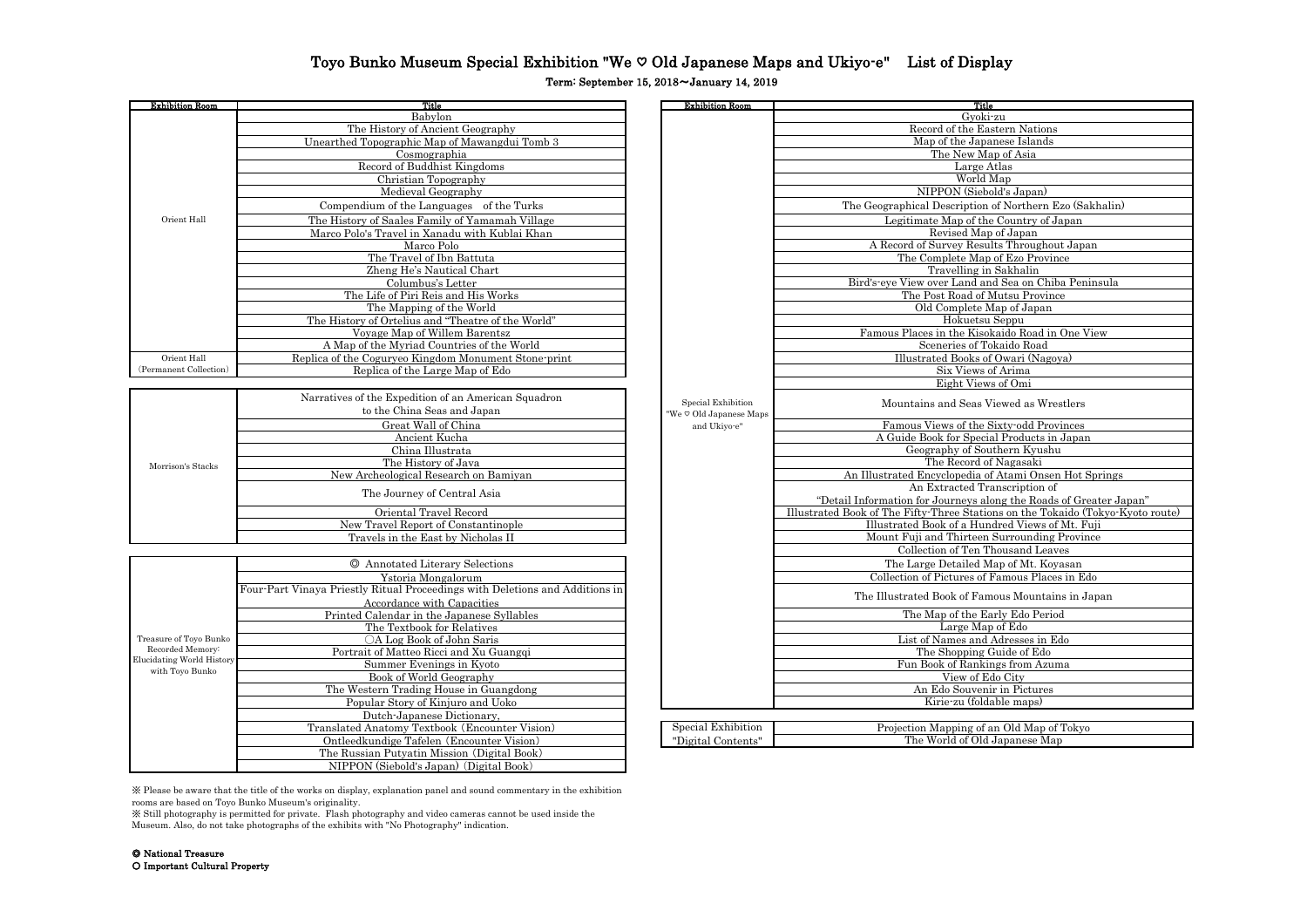# Toyo Bunko Museum Special Exhibition "We ♡ Old Japanese Maps and Ukiyo-e"　List of Display

**Term: September 15, 2018～January 14, 2019**

| Exhibition Room | Title |
| --- | --- |
| Orient Hall | Babylon |
| | The History of Ancient Geography |
| | Unearthed Topographic Map of Mawangdui Tomb 3 |
| | Cosmographia |
| | Record of Buddhist Kingdoms |
| | Christian Topography |
| | Medieval Geography |
| | Compendium of the Languages　of the Turks |
| | The History of Saales Family of Yamamah Village |
| | Marco Polo's Travel in Xanadu with Kublai Khan |
| | Marco Polo |
| | The Travel of Ibn Battuta |
| | Zheng He's Nautical Chart |
| | Columbus's Letter |
| | The Life of Piri Reis and His Works |
| | The Mapping of the World |
| | The History of Ortelius and "Theatre of the World" |
| | Voyage Map of Willem Barentsz |
| | A Map of the Myriad Countries of the World |
| Orient Hall (Permanent Collection) | Replica of the Coguryeo Kingdom Monument Stone-print |
| | Replica of the Large Map of Edo |

| Exhibition Room | Title |
| --- | --- |
| Morrison's Stacks | Narratives of the Expedition of an American Squadron to the China Seas and Japan |
| | Great Wall of China |
| | Ancient Kucha |
| | China Illustrata |
| | The History of Java |
| | New Archeological Research on Bamiyan |
| | The Journey of Central Asia |
| | Oriental Travel Record |
| | New Travel Report of Constantinople |
| | Travels in the East by Nicholas II |

| Exhibition Room | Title |
| --- | --- |
| Treasure of Toyo Bunko Recorded Memory: Elucidating World History with Toyo Bunko | ◎ Annotated Literary Selections |
| | Ystoria Mongalorum |
| | Four-Part Vinaya Priestly Ritual Proceedings with Deletions and Additions in Accordance with Capacities |
| | Printed Calendar in the Japanese Syllables |
| | The Textbook for Relatives |
| | ○A Log Book of John Saris |
| | Portrait of Matteo Ricci and Xu Guangqi |
| | Summer Evenings in Kyoto |
| | Book of World Geography |
| | The Western Trading House in Guangdong |
| | Popular Story of Kinjuro and Uoko |
| | Dutch-Japanese Dictionary, |
| | Translated Anatomy Textbook (Encounter Vision) |
| | Ontleedkundige Tafelen (Encounter Vision) |
| | The Russian Putyatin Mission (Digital Book) |
| | NIPPON (Siebold's Japan) (Digital Book) |

| Exhibition Room | Title |
| --- | --- |
| Special Exhibition "We ♡ Old Japanese Maps and Ukiyo-e" | Gyoki-zu |
| | Record of the Eastern Nations |
| | Map of the Japanese Islands |
| | The New Map of Asia |
| | Large Atlas |
| | World Map |
| | NIPPON (Siebold's Japan) |
| | The Geographical Description of Northern Ezo (Sakhalin) |
| | Legitimate Map of the Country of Japan |
| | Revised Map of Japan |
| | A Record of Survey Results Throughout Japan |
| | The Complete Map of Ezo Province |
| | Travelling in Sakhalin |
| | Bird's-eye View over Land and Sea on Chiba Peninsula |
| | The Post Road of Mutsu Province |
| | Old Complete Map of Japan |
| | Hokuetsu Seppu |
| | Famous Places in the Kisokaido Road in One View |
| | Sceneries of Tokaido Road |
| | Illustrated Books of Owari (Nagoya) |
| | Six Views of Arima |
| | Eight Views of Omi |
| | Mountains and Seas Viewed as Wrestlers |
| | Famous Views of the Sixty-odd Provinces |
| | A Guide Book for Special Products in Japan |
| | Geography of Southern Kyushu |
| | The Record of Nagasaki |
| | An Illustrated Encyclopedia of Atami Onsen Hot Springs |
| | An Extracted Transcription of "Detail Information for Journeys along the Roads of Greater Japan" |
| | Illustrated Book of The Fifty-Three Stations on the Tokaido (Tokyo-Kyoto route) |
| | Illustrated Book of a Hundred Views of Mt. Fuji |
| | Mount Fuji and Thirteen Surrounding Province |
| | Collection of Ten Thousand Leaves |
| | The Large Detailed Map of Mt. Koyasan |
| | Collection of Pictures of Famous Places in Edo |
| | The Illustrated Book of Famous Mountains in Japan |
| | The Map of the Early Edo Period |
| | Large Map of Edo |
| | List of Names and Adresses in Edo |
| | The Shopping Guide of Edo |
| | Fun Book of Rankings from Azuma |
| | View of Edo City |
| | An Edo Souvenir in Pictures |
| | Kirie-zu (foldable maps) |

| Exhibition Room | Title |
| --- | --- |
| Special Exhibition "Digital Contents" | Projection Mapping of an Old Map of Tokyo |
| | The World of Old Japanese Map |

※ Please be aware that the title of the works on display, explanation panel and sound commentary in the exhibition rooms are based on Toyo Bunko Museum's originality.

※ Still photography is permitted for private. Flash photography and video cameras cannot be used inside the Museum. Also, do not take photographs of the exhibits with "No Photography" indication.

**◎ National Treasure**
**○ Important Cultural Property**